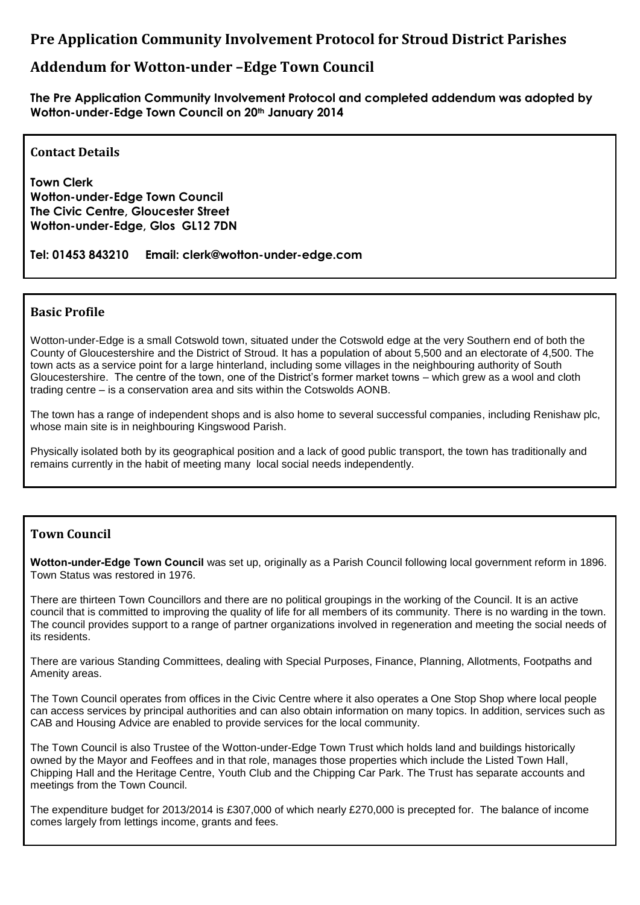# Pre Application Community Involvement Protocol for Stroud District Parishes

## Addendum for Wotton-under –Edge Town Council

**The Pre Application Community Involvement Protocol and completed addendum was adopted by Wotton-under-Edge Town Council on 20th January 2014**

### Contact Details

**Town Clerk**
**Wotton-under-Edge Town Council**
**The Civic Centre, Gloucester Street**
**Wotton-under-Edge, Glos GL12 7DN**

**Tel: 01453 843210 Email: clerk@wotton-under-edge.com**

### Basic Profile

Wotton-under-Edge is a small Cotswold town, situated under the Cotswold edge at the very Southern end of both the County of Gloucestershire and the District of Stroud. It has a population of about 5,500 and an electorate of 4,500. The town acts as a service point for a large hinterland, including some villages in the neighbouring authority of South Gloucestershire. The centre of the town, one of the District's former market towns – which grew as a wool and cloth trading centre – is a conservation area and sits within the Cotswolds AONB.

The town has a range of independent shops and is also home to several successful companies, including Renishaw plc, whose main site is in neighbouring Kingswood Parish.

Physically isolated both by its geographical position and a lack of good public transport, the town has traditionally and remains currently in the habit of meeting many local social needs independently.

### Town Council

**Wotton-under-Edge Town Council** was set up, originally as a Parish Council following local government reform in 1896. Town Status was restored in 1976.

There are thirteen Town Councillors and there are no political groupings in the working of the Council. It is an active council that is committed to improving the quality of life for all members of its community. There is no warding in the town. The council provides support to a range of partner organizations involved in regeneration and meeting the social needs of its residents.

There are various Standing Committees, dealing with Special Purposes, Finance, Planning, Allotments, Footpaths and Amenity areas.

The Town Council operates from offices in the Civic Centre where it also operates a One Stop Shop where local people can access services by principal authorities and can also obtain information on many topics. In addition, services such as CAB and Housing Advice are enabled to provide services for the local community.

The Town Council is also Trustee of the Wotton-under-Edge Town Trust which holds land and buildings historically owned by the Mayor and Feoffees and in that role, manages those properties which include the Listed Town Hall, Chipping Hall and the Heritage Centre, Youth Club and the Chipping Car Park. The Trust has separate accounts and meetings from the Town Council.

The expenditure budget for 2013/2014 is £307,000 of which nearly £270,000 is precepted for. The balance of income comes largely from lettings income, grants and fees.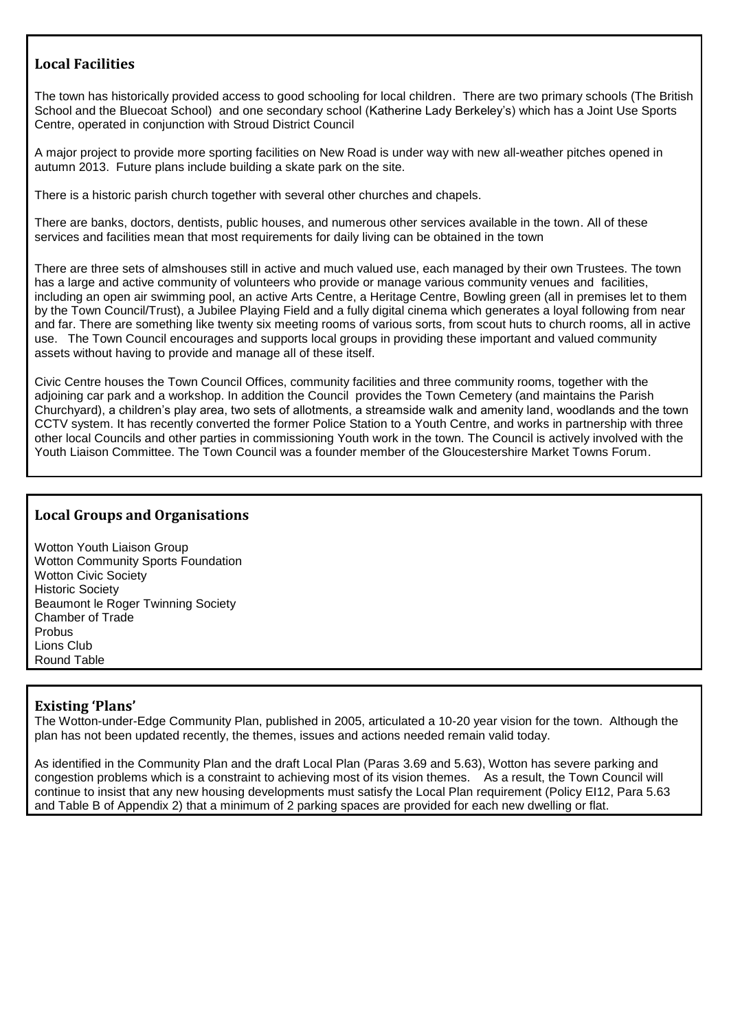## Local Facilities

The town has historically provided access to good schooling for local children. There are two primary schools (The British School and the Bluecoat School) and one secondary school (Katherine Lady Berkeley's) which has a Joint Use Sports Centre, operated in conjunction with Stroud District Council

A major project to provide more sporting facilities on New Road is under way with new all-weather pitches opened in autumn 2013. Future plans include building a skate park on the site.

There is a historic parish church together with several other churches and chapels.

There are banks, doctors, dentists, public houses, and numerous other services available in the town. All of these services and facilities mean that most requirements for daily living can be obtained in the town

There are three sets of almshouses still in active and much valued use, each managed by their own Trustees. The town has a large and active community of volunteers who provide or manage various community venues and facilities, including an open air swimming pool, an active Arts Centre, a Heritage Centre, Bowling green (all in premises let to them by the Town Council/Trust), a Jubilee Playing Field and a fully digital cinema which generates a loyal following from near and far. There are something like twenty six meeting rooms of various sorts, from scout huts to church rooms, all in active use. The Town Council encourages and supports local groups in providing these important and valued community assets without having to provide and manage all of these itself.

Civic Centre houses the Town Council Offices, community facilities and three community rooms, together with the adjoining car park and a workshop. In addition the Council provides the Town Cemetery (and maintains the Parish Churchyard), a children's play area, two sets of allotments, a streamside walk and amenity land, woodlands and the town CCTV system. It has recently converted the former Police Station to a Youth Centre, and works in partnership with three other local Councils and other parties in commissioning Youth work in the town. The Council is actively involved with the Youth Liaison Committee. The Town Council was a founder member of the Gloucestershire Market Towns Forum.

## Local Groups and Organisations

Wotton Youth Liaison Group
Wotton Community Sports Foundation
Wotton Civic Society
Historic Society
Beaumont le Roger Twinning Society
Chamber of Trade
Probus
Lions Club
Round Table

## Existing 'Plans'

The Wotton-under-Edge Community Plan, published in 2005, articulated a 10-20 year vision for the town. Although the plan has not been updated recently, the themes, issues and actions needed remain valid today.

As identified in the Community Plan and the draft Local Plan (Paras 3.69 and 5.63), Wotton has severe parking and congestion problems which is a constraint to achieving most of its vision themes. As a result, the Town Council will continue to insist that any new housing developments must satisfy the Local Plan requirement (Policy EI12, Para 5.63 and Table B of Appendix 2) that a minimum of 2 parking spaces are provided for each new dwelling or flat.